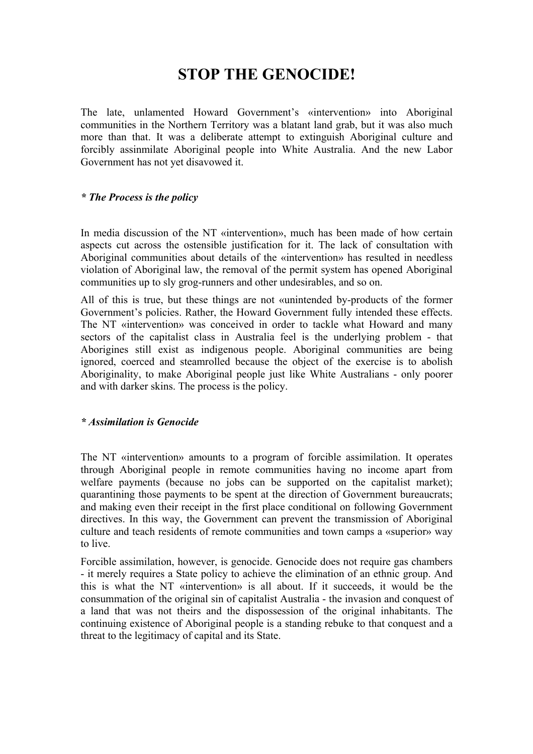# STOP THE GENOCIDE!

The late, unlamented Howard Government's «intervention» into Aboriginal communities in the Northern Territory was a blatant land grab, but it was also much more than that. It was a deliberate attempt to extinguish Aboriginal culture and forcibly assinmilate Aboriginal people into White Australia. And the new Labor Government has not yet disavowed it.

### *\* The Process is the policy*

In media discussion of the NT «intervention», much has been made of how certain aspects cut across the ostensible justification for it. The lack of consultation with Aboriginal communities about details of the «intervention» has resulted in needless violation of Aboriginal law, the removal of the permit system has opened Aboriginal communities up to sly grog-runners and other undesirables, and so on.

All of this is true, but these things are not «unintended by-products of the former Government's policies. Rather, the Howard Government fully intended these effects. The NT «intervention» was conceived in order to tackle what Howard and many sectors of the capitalist class in Australia feel is the underlying problem - that Aborigines still exist as indigenous people. Aboriginal communities are being ignored, coerced and steamrolled because the object of the exercise is to abolish Aboriginality, to make Aboriginal people just like White Australians - only poorer and with darker skins. The process is the policy.

### *\* Assimilation is Genocide*

The NT «intervention» amounts to a program of forcible assimilation. It operates through Aboriginal people in remote communities having no income apart from welfare payments (because no jobs can be supported on the capitalist market); quarantining those payments to be spent at the direction of Government bureaucrats; and making even their receipt in the first place conditional on following Government directives. In this way, the Government can prevent the transmission of Aboriginal culture and teach residents of remote communities and town camps a «superior» way to live.

Forcible assimilation, however, is genocide. Genocide does not require gas chambers - it merely requires a State policy to achieve the elimination of an ethnic group. And this is what the NT «intervention» is all about. If it succeeds, it would be the consummation of the original sin of capitalist Australia - the invasion and conquest of a land that was not theirs and the dispossession of the original inhabitants. The continuing existence of Aboriginal people is a standing rebuke to that conquest and a threat to the legitimacy of capital and its State.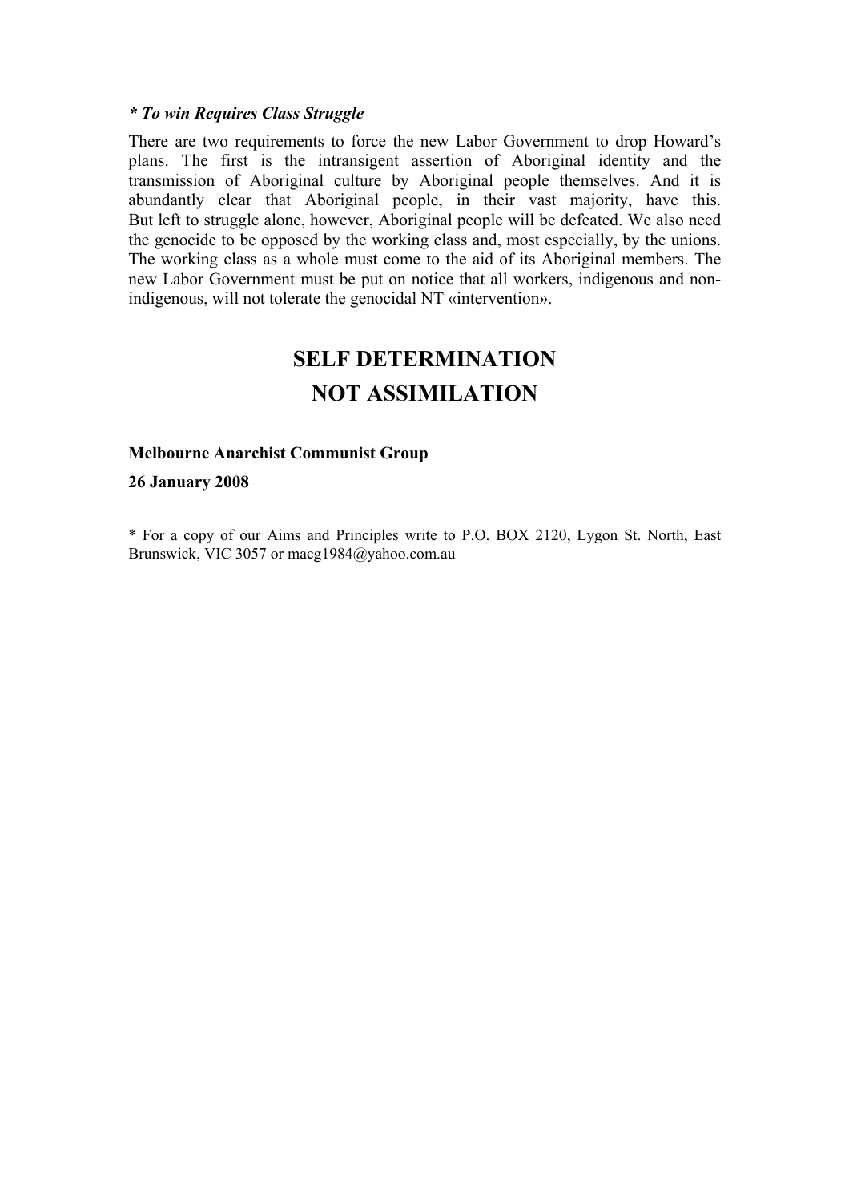***\* To win Requires Class Struggle***

There are two requirements to force the new Labor Government to drop Howard's plans. The first is the intransigent assertion of Aboriginal identity and the transmission of Aboriginal culture by Aboriginal people themselves. And it is abundantly clear that Aboriginal people, in their vast majority, have this. But left to struggle alone, however, Aboriginal people will be defeated. We also need the genocide to be opposed by the working class and, most especially, by the unions. The working class as a whole must come to the aid of its Aboriginal members. The new Labor Government must be put on notice that all workers, indigenous and non-indigenous, will not tolerate the genocidal NT «intervention».

## SELF DETERMINATION
## NOT ASSIMILATION

**Melbourne Anarchist Communist Group**

**26 January 2008**

* For a copy of our Aims and Principles write to P.O. BOX 2120, Lygon St. North, East Brunswick, VIC 3057 or macg1984@yahoo.com.au